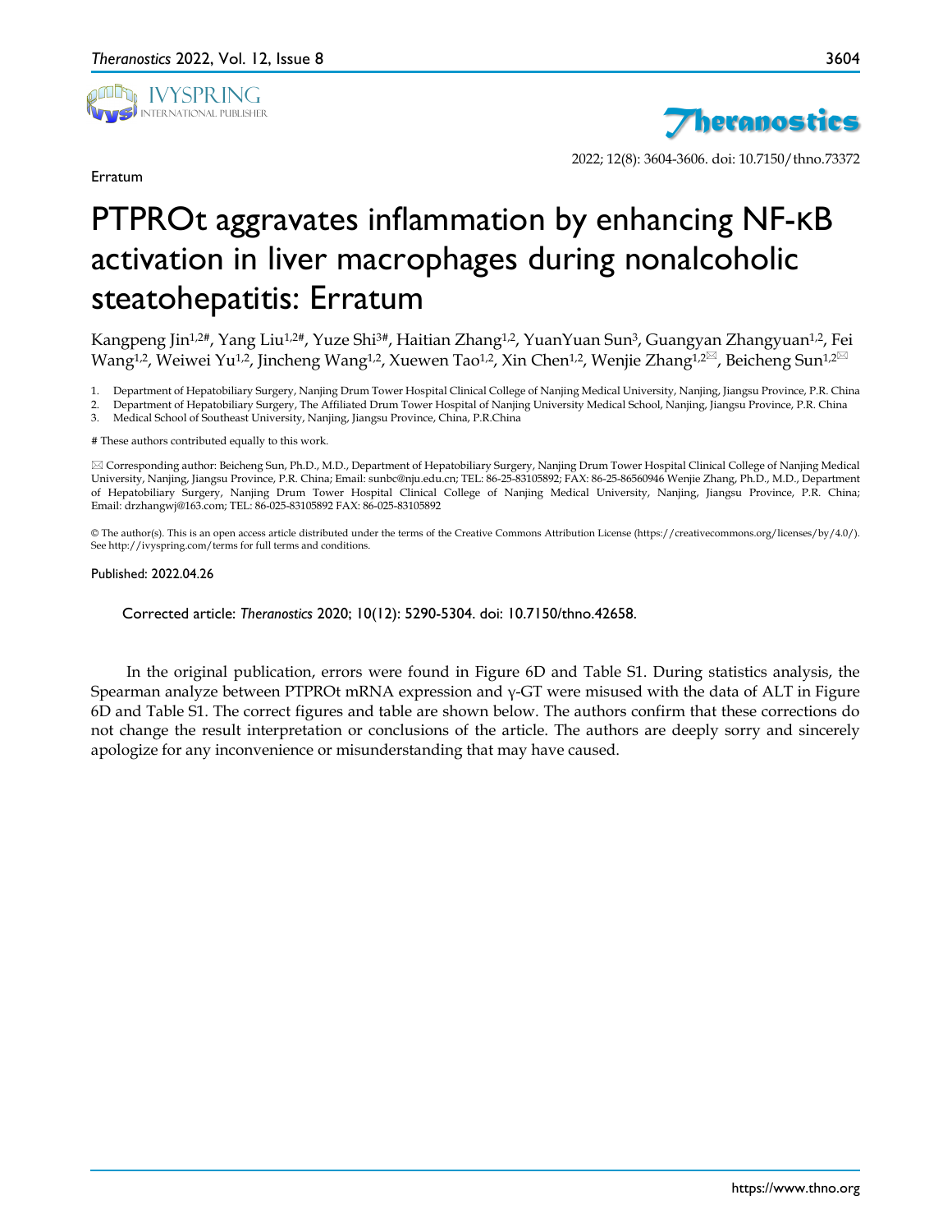Erratum

2022; 12(8): 3604-3606. doi: 10.7150/thno.73372

# PTPROt aggravates inflammation by enhancing NF-κB activation in liver macrophages during nonalcoholic steatohepatitis: Erratum

Kangpeng Jin[1,2#], Yang Liu[1,2#], Yuze Shi[3#], Haitian Zhang[1,2], YuanYuan Sun[3], Guangyan Zhangyuan[1,2], Fei Wang[1,2], Weiwei Yu[1,2], Jincheng Wang[1,2], Xuewen Tao[1,2], Xin Chen[1,2], Wenjie Zhang[1,2✉], Beicheng Sun[1,2✉]

1. Department of Hepatobiliary Surgery, Nanjing Drum Tower Hospital Clinical College of Nanjing Medical University, Nanjing, Jiangsu Province, P.R. China
2. Department of Hepatobiliary Surgery, The Affiliated Drum Tower Hospital of Nanjing University Medical School, Nanjing, Jiangsu Province, P.R. China
3. Medical School of Southeast University, Nanjing, Jiangsu Province, China, P.R.China

# These authors contributed equally to this work.

✉ Corresponding author: Beicheng Sun, Ph.D., M.D., Department of Hepatobiliary Surgery, Nanjing Drum Tower Hospital Clinical College of Nanjing Medical University, Nanjing, Jiangsu Province, P.R. China; Email: sunbc@nju.edu.cn; TEL: 86-25-83105892; FAX: 86-25-86560946 Wenjie Zhang, Ph.D., M.D., Department of Hepatobiliary Surgery, Nanjing Drum Tower Hospital Clinical College of Nanjing Medical University, Nanjing, Jiangsu Province, P.R. China; Email: drzhangwj@163.com; TEL: 86-025-83105892 FAX: 86-025-83105892

© The author(s). This is an open access article distributed under the terms of the Creative Commons Attribution License (https://creativecommons.org/licenses/by/4.0/). See http://ivyspring.com/terms for full terms and conditions.

Published: 2022.04.26

Corrected article: *Theranostics* 2020; 10(12): 5290-5304. doi: 10.7150/thno.42658.

In the original publication, errors were found in Figure 6D and Table S1. During statistics analysis, the Spearman analyze between PTPROt mRNA expression and γ-GT were misused with the data of ALT in Figure 6D and Table S1. The correct figures and table are shown below. The authors confirm that these corrections do not change the result interpretation or conclusions of the article. The authors are deeply sorry and sincerely apologize for any inconvenience or misunderstanding that may have caused.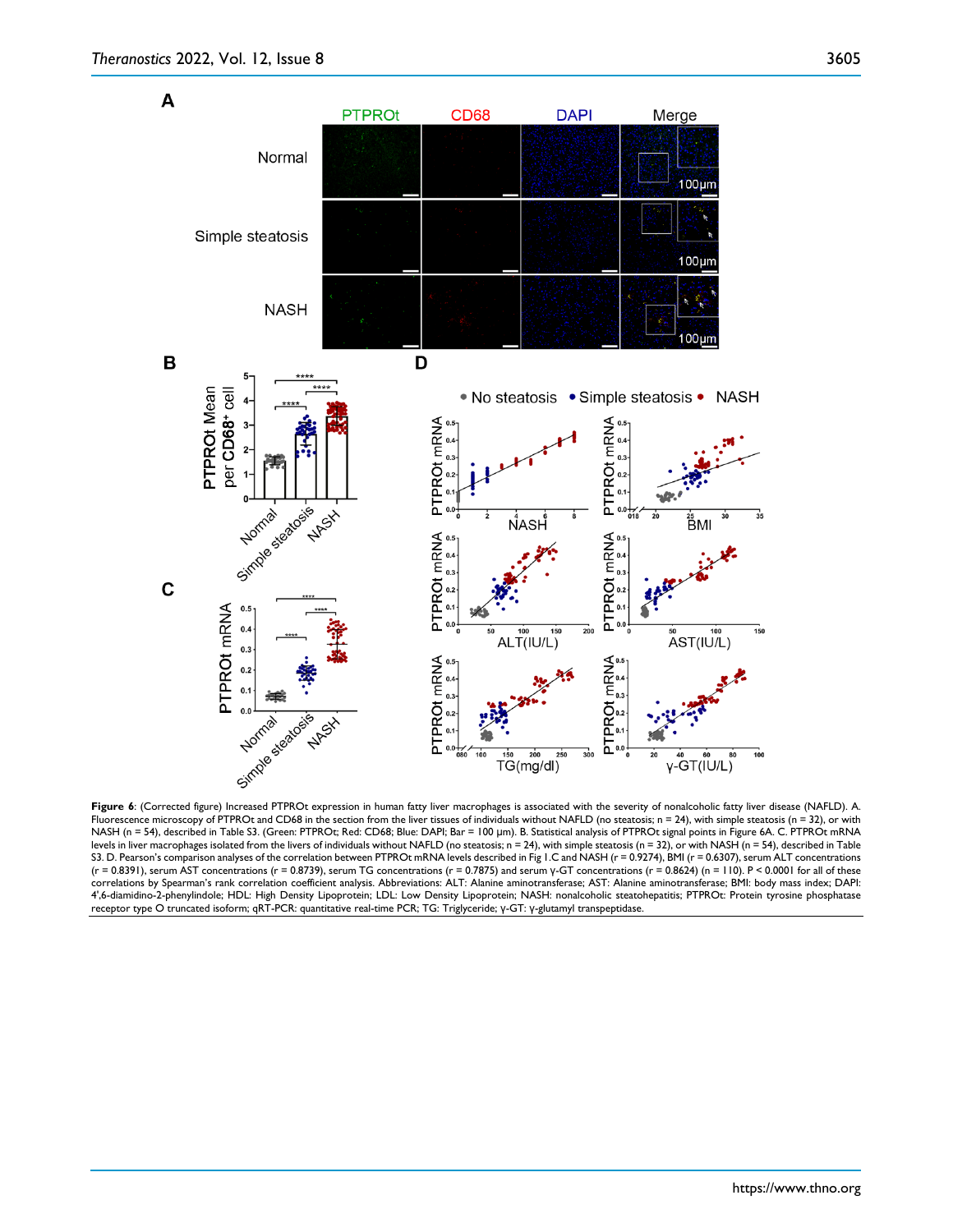**Figure 6**: (Corrected figure) Increased PTPROt expression in human fatty liver macrophages is associated with the severity of nonalcoholic fatty liver disease (NAFLD). A. Fluorescence microscopy of PTPROt and CD68 in the section from the liver tissues of individuals without NAFLD (no steatosis; n = 24), with simple steatosis (n = 32), or with NASH (n = 54), described in Table S3. (Green: PTPROt; Red: CD68; Blue: DAPI; Bar = 100 μm). B. Statistical analysis of PTPROt signal points in Figure 6A. C. PTPROt mRNA levels in liver macrophages isolated from the livers of individuals without NAFLD (no steatosis; n = 24), with simple steatosis (n = 32), or with NASH (n = 54), described in Table S3. D. Pearson's comparison analyses of the correlation between PTPROt mRNA levels described in Fig 1.C and NASH (r = 0.9274), BMI (r = 0.6307), serum ALT concentrations (r = 0.8391), serum AST concentrations (r = 0.8739), serum TG concentrations (r = 0.7875) and serum γ-GT concentrations (r = 0.8624) (n = 110). P < 0.0001 for all of these correlations by Spearman's rank correlation coefficient analysis. Abbreviations: ALT: Alanine aminotransferase; AST: Alanine aminotransferase; BMI: body mass index; DAPI: 4',6-diamidino-2-phenylindole; HDL: High Density Lipoprotein; LDL: Low Density Lipoprotein; NASH: nonalcoholic steatohepatitis; PTPROt: Protein tyrosine phosphatase receptor type O truncated isoform; qRT-PCR: quantitative real-time PCR; TG: Triglyceride; γ-GT: γ-glutamyl transpeptidase.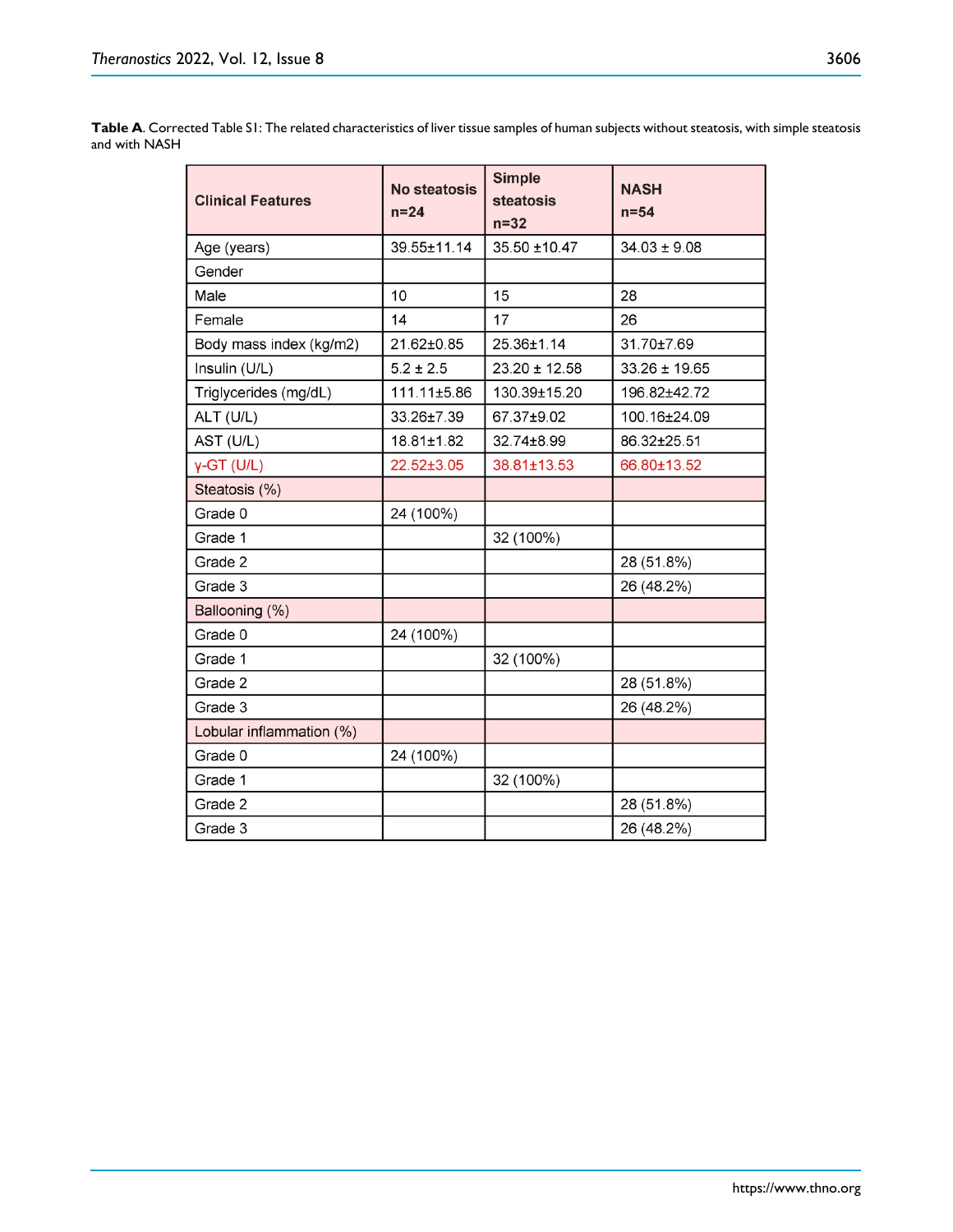**Table A**. Corrected Table S1: The related characteristics of liver tissue samples of human subjects without steatosis, with simple steatosis and with NASH

| Clinical Features | No steatosis n=24 | Simple steatosis n=32 | NASH n=54 |
|---|---|---|---|
| Age (years) | 39.55±11.14 | 35.50 ±10.47 | 34.03 ± 9.08 |
| Gender | | | |
| Male | 10 | 15 | 28 |
| Female | 14 | 17 | 26 |
| Body mass index (kg/m2) | 21.62±0.85 | 25.36±1.14 | 31.70±7.69 |
| Insulin (U/L) | 5.2 ± 2.5 | 23.20 ± 12.58 | 33.26 ± 19.65 |
| Triglycerides (mg/dL) | 111.11±5.86 | 130.39±15.20 | 196.82±42.72 |
| ALT (U/L) | 33.26±7.39 | 67.37±9.02 | 100.16±24.09 |
| AST (U/L) | 18.81±1.82 | 32.74±8.99 | 86.32±25.51 |
| γ-GT (U/L) | 22.52±3.05 | 38.81±13.53 | 66.80±13.52 |
| Steatosis (%) | | | |
| Grade 0 | 24 (100%) | | |
| Grade 1 | | 32 (100%) | |
| Grade 2 | | | 28 (51.8%) |
| Grade 3 | | | 26 (48.2%) |
| Ballooning (%) | | | |
| Grade 0 | 24 (100%) | | |
| Grade 1 | | 32 (100%) | |
| Grade 2 | | | 28 (51.8%) |
| Grade 3 | | | 26 (48.2%) |
| Lobular inflammation (%) | | | |
| Grade 0 | 24 (100%) | | |
| Grade 1 | | 32 (100%) | |
| Grade 2 | | | 28 (51.8%) |
| Grade 3 | | | 26 (48.2%) |